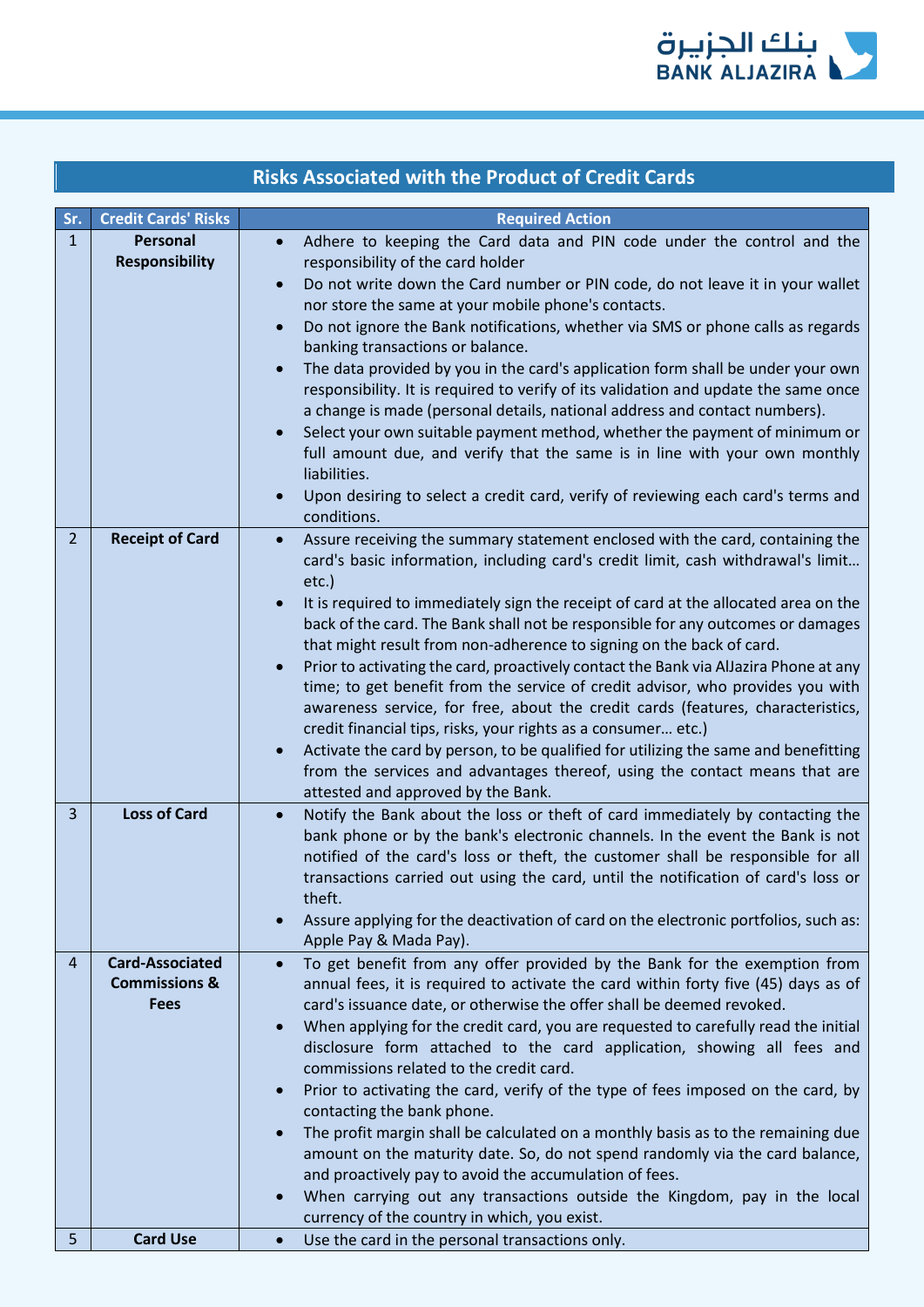## Risks Associated with the Product of Credit Cards

| Sr. | Credit Cards' Risks | Required Action |
|---|---|---|
| 1 | **Personal Responsibility** | • Adhere to keeping the Card data and PIN code under the control and the responsibility of the card holder<br>• Do not write down the Card number or PIN code, do not leave it in your wallet nor store the same at your mobile phone's contacts.<br>• Do not ignore the Bank notifications, whether via SMS or phone calls as regards banking transactions or balance.<br>• The data provided by you in the card's application form shall be under your own responsibility. It is required to verify of its validation and update the same once a change is made (personal details, national address and contact numbers).<br>• Select your own suitable payment method, whether the payment of minimum or full amount due, and verify that the same is in line with your own monthly liabilities.<br>• Upon desiring to select a credit card, verify of reviewing each card's terms and conditions. |
| 2 | **Receipt of Card** | • Assure receiving the summary statement enclosed with the card, containing the card's basic information, including card's credit limit, cash withdrawal's limit… etc.)<br>• It is required to immediately sign the receipt of card at the allocated area on the back of the card. The Bank shall not be responsible for any outcomes or damages that might result from non-adherence to signing on the back of card.<br>• Prior to activating the card, proactively contact the Bank via AlJazira Phone at any time; to get benefit from the service of credit advisor, who provides you with awareness service, for free, about the credit cards (features, characteristics, credit financial tips, risks, your rights as a consumer… etc.)<br>• Activate the card by person, to be qualified for utilizing the same and benefitting from the services and advantages thereof, using the contact means that are attested and approved by the Bank. |
| 3 | **Loss of Card** | • Notify the Bank about the loss or theft of card immediately by contacting the bank phone or by the bank's electronic channels. In the event the Bank is not notified of the card's loss or theft, the customer shall be responsible for all transactions carried out using the card, until the notification of card's loss or theft.<br>• Assure applying for the deactivation of card on the electronic portfolios, such as: Apple Pay & Mada Pay). |
| 4 | **Card-Associated Commissions & Fees** | • To get benefit from any offer provided by the Bank for the exemption from annual fees, it is required to activate the card within forty five (45) days as of card's issuance date, or otherwise the offer shall be deemed revoked.<br>• When applying for the credit card, you are requested to carefully read the initial disclosure form attached to the card application, showing all fees and commissions related to the credit card.<br>• Prior to activating the card, verify of the type of fees imposed on the card, by contacting the bank phone.<br>• The profit margin shall be calculated on a monthly basis as to the remaining due amount on the maturity date. So, do not spend randomly via the card balance, and proactively pay to avoid the accumulation of fees.<br>• When carrying out any transactions outside the Kingdom, pay in the local currency of the country in which, you exist. |
| 5 | **Card Use** | • Use the card in the personal transactions only. |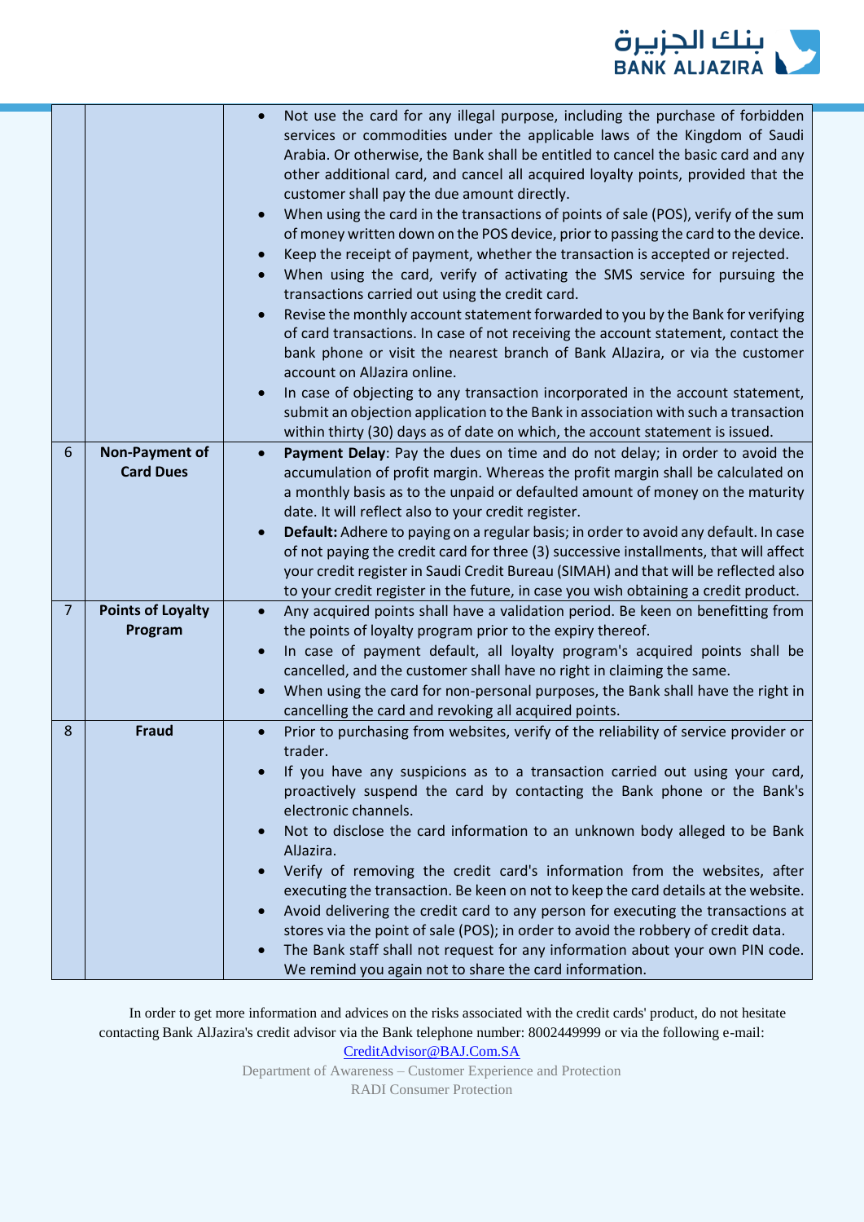| | | |
|---|---|---|
| | | • Not use the card for any illegal purpose, including the purchase of forbidden services or commodities under the applicable laws of the Kingdom of Saudi Arabia. Or otherwise, the Bank shall be entitled to cancel the basic card and any other additional card, and cancel all acquired loyalty points, provided that the customer shall pay the due amount directly.<br>• When using the card in the transactions of points of sale (POS), verify of the sum of money written down on the POS device, prior to passing the card to the device.<br>• Keep the receipt of payment, whether the transaction is accepted or rejected.<br>• When using the card, verify of activating the SMS service for pursuing the transactions carried out using the credit card.<br>• Revise the monthly account statement forwarded to you by the Bank for verifying of card transactions. In case of not receiving the account statement, contact the bank phone or visit the nearest branch of Bank AlJazira, or via the customer account on AlJazira online.<br>• In case of objecting to any transaction incorporated in the account statement, submit an objection application to the Bank in association with such a transaction within thirty (30) days as of date on which, the account statement is issued. |
| 6 | **Non-Payment of Card Dues** | • **Payment Delay**: Pay the dues on time and do not delay; in order to avoid the accumulation of profit margin. Whereas the profit margin shall be calculated on a monthly basis as to the unpaid or defaulted amount of money on the maturity date. It will reflect also to your credit register.<br>• **Default:** Adhere to paying on a regular basis; in order to avoid any default. In case of not paying the credit card for three (3) successive installments, that will affect your credit register in Saudi Credit Bureau (SIMAH) and that will be reflected also to your credit register in the future, in case you wish obtaining a credit product. |
| 7 | **Points of Loyalty Program** | • Any acquired points shall have a validation period. Be keen on benefitting from the points of loyalty program prior to the expiry thereof.<br>• In case of payment default, all loyalty program's acquired points shall be cancelled, and the customer shall have no right in claiming the same.<br>• When using the card for non-personal purposes, the Bank shall have the right in cancelling the card and revoking all acquired points. |
| 8 | **Fraud** | • Prior to purchasing from websites, verify of the reliability of service provider or trader.<br>• If you have any suspicions as to a transaction carried out using your card, proactively suspend the card by contacting the Bank phone or the Bank's electronic channels.<br>• Not to disclose the card information to an unknown body alleged to be Bank AlJazira.<br>• Verify of removing the credit card's information from the websites, after executing the transaction. Be keen on not to keep the card details at the website.<br>• Avoid delivering the credit card to any person for executing the transactions at stores via the point of sale (POS); in order to avoid the robbery of credit data.<br>• The Bank staff shall not request for any information about your own PIN code. We remind you again not to share the card information. |

In order to get more information and advices on the risks associated with the credit cards' product, do not hesitate contacting Bank AlJazira's credit advisor via the Bank telephone number: 8002449999 or via the following e-mail: CreditAdvisor@BAJ.Com.SA

Department of Awareness – Customer Experience and Protection

RADI Consumer Protection